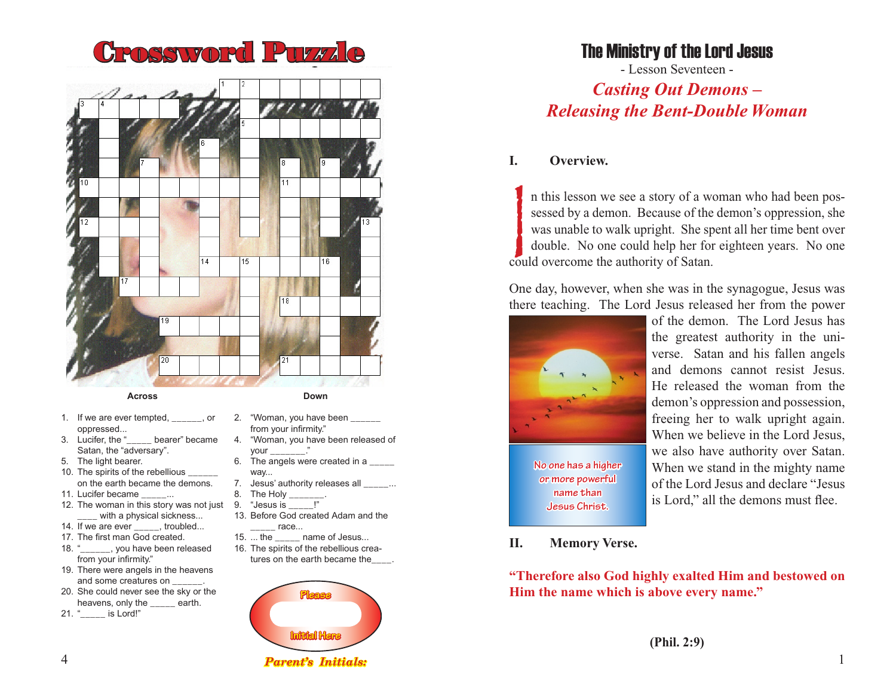# Crossword Puzzle

**Across**

1. If we are ever tempted, ______, or oppressed...
3. Lucifer, the "_____ bearer" became Satan, the "adversary".
5. The light bearer.
10. The spirits of the rebellious ______ on the earth became the demons.
11. Lucifer became ______...
12. The woman in this story was not just ____ with a physical sickness...
14. If we are ever _____, troubled...
17. The first man God created.
18. "______, you have been released from your infirmity."
19. There were angels in the heavens and some creatures on ______.
20. She could never see the sky or the heavens, only the _____ earth.
21. "_____ is Lord!"

**Down**

2. "Woman, you have been ______ from your infirmity."
4. "Woman, you have been released of your _______."
6. The angels were created in a _____ way...
7. Jesus' authority releases all _____...
8. The Holy _______.
9. "Jesus is _____!"
13. Before God created Adam and the _____ race...
15. ... the _____ name of Jesus...
16. The spirits of the rebellious creatures on the earth became the____.

Please Initial Here

*Parent's Initials:*

# The Ministry of the Lord Jesus

- Lesson Seventeen -

## *Casting Out Demons – Releasing the Bent-Double Woman*

### I. Overview.

In this lesson we see a story of a woman who had been possessed by a demon. Because of the demon's oppression, she was unable to walk upright. She spent all her time bent over double. No one could help her for eighteen years. No one could overcome the authority of Satan.

One day, however, when she was in the synagogue, Jesus was there teaching. The Lord Jesus released her from the power of the demon. The Lord Jesus has the greatest authority in the universe. Satan and his fallen angels and demons cannot resist Jesus. He released the woman from the demon's oppression and possession, freeing her to walk upright again. When we believe in the Lord Jesus, we also have authority over Satan. When we stand in the mighty name of the Lord Jesus and declare "Jesus is Lord," all the demons must flee.

No one has a higher or more powerful name than Jesus Christ.

### II. Memory Verse.

**"Therefore also God highly exalted Him and bestowed on Him the name which is above every name."**

**(Phil. 2:9)**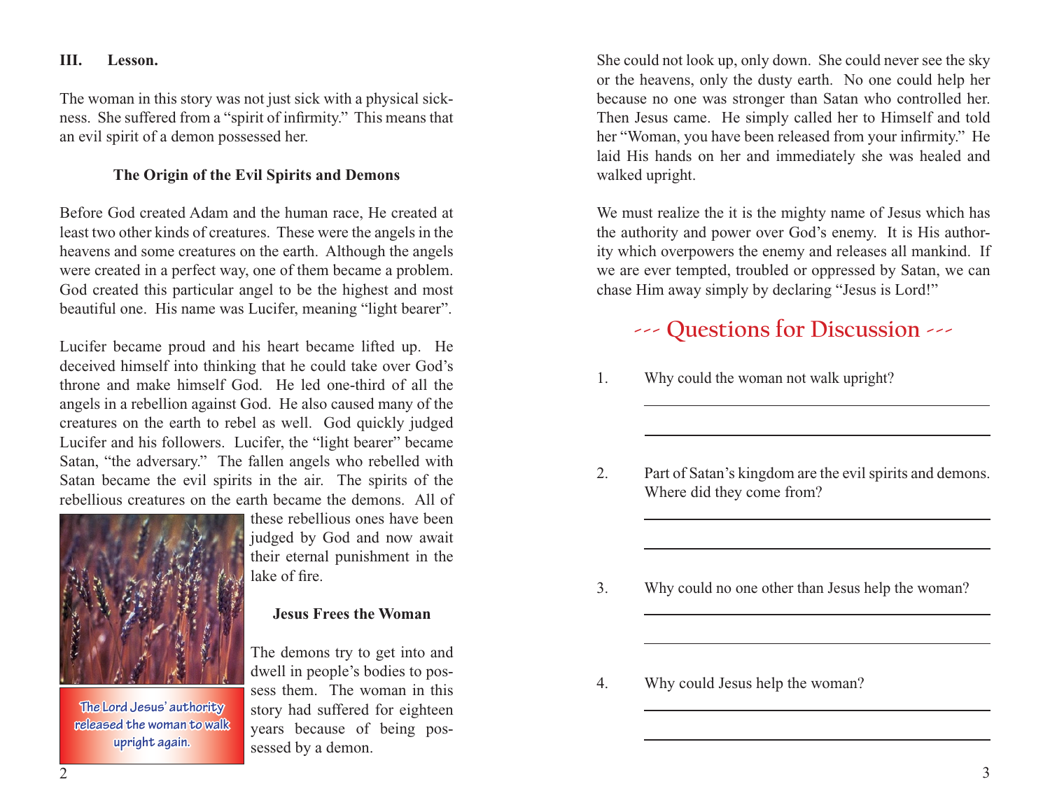## III. Lesson.

The woman in this story was not just sick with a physical sickness. She suffered from a "spirit of infirmity." This means that an evil spirit of a demon possessed her.

### The Origin of the Evil Spirits and Demons

Before God created Adam and the human race, He created at least two other kinds of creatures. These were the angels in the heavens and some creatures on the earth. Although the angels were created in a perfect way, one of them became a problem. God created this particular angel to be the highest and most beautiful one. His name was Lucifer, meaning "light bearer".

Lucifer became proud and his heart became lifted up. He deceived himself into thinking that he could take over God's throne and make himself God. He led one-third of all the angels in a rebellion against God. He also caused many of the creatures on the earth to rebel as well. God quickly judged Lucifer and his followers. Lucifer, the "light bearer" became Satan, "the adversary." The fallen angels who rebelled with Satan became the evil spirits in the air. The spirits of the rebellious creatures on the earth became the demons. All of these rebellious ones have been judged by God and now await their eternal punishment in the lake of fire.

The Lord Jesus' authority released the woman to walk upright again.

### Jesus Frees the Woman

The demons try to get into and dwell in people's bodies to possess them. The woman in this story had suffered for eighteen years because of being possessed by a demon. She could not look up, only down. She could never see the sky or the heavens, only the dusty earth. No one could help her because no one was stronger than Satan who controlled her. Then Jesus came. He simply called her to Himself and told her "Woman, you have been released from your infirmity." He laid His hands on her and immediately she was healed and walked upright.

We must realize the it is the mighty name of Jesus which has the authority and power over God's enemy. It is His authority which overpowers the enemy and releases all mankind. If we are ever tempted, troubled or oppressed by Satan, we can chase Him away simply by declaring "Jesus is Lord!"

## --- Questions for Discussion ---

1. Why could the woman not walk upright?

______________________________

______________________________

2. Part of Satan's kingdom are the evil spirits and demons. Where did they come from?

______________________________

______________________________

3. Why could no one other than Jesus help the woman?

______________________________

______________________________

4. Why could Jesus help the woman?

______________________________

______________________________